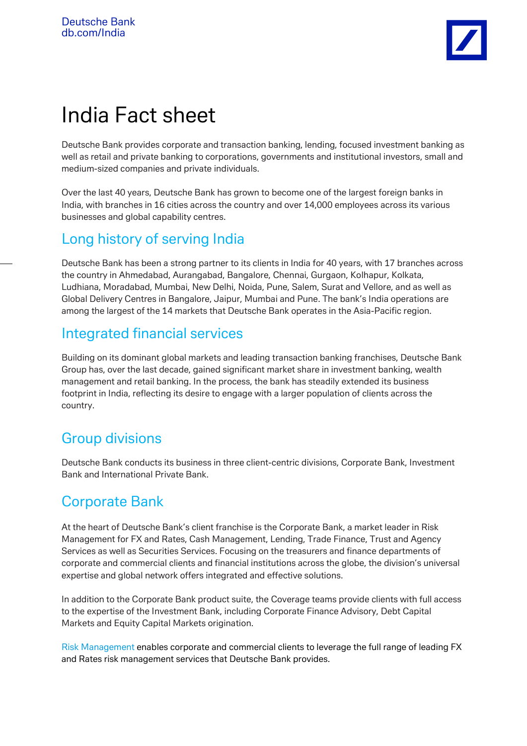Deutsche Bank
db.com/India

# India Fact sheet

Deutsche Bank provides corporate and transaction banking, lending, focused investment banking as well as retail and private banking to corporations, governments and institutional investors, small and medium-sized companies and private individuals.

Over the last 40 years, Deutsche Bank has grown to become one of the largest foreign banks in India, with branches in 16 cities across the country and over 14,000 employees across its various businesses and global capability centres.

## Long history of serving India

Deutsche Bank has been a strong partner to its clients in India for 40 years, with 17 branches across the country in Ahmedabad, Aurangabad, Bangalore, Chennai, Gurgaon, Kolhapur, Kolkata, Ludhiana, Moradabad, Mumbai, New Delhi, Noida, Pune, Salem, Surat and Vellore, and as well as Global Delivery Centres in Bangalore, Jaipur, Mumbai and Pune. The bank's India operations are among the largest of the 14 markets that Deutsche Bank operates in the Asia-Pacific region.

## Integrated financial services

Building on its dominant global markets and leading transaction banking franchises, Deutsche Bank Group has, over the last decade, gained significant market share in investment banking, wealth management and retail banking. In the process, the bank has steadily extended its business footprint in India, reflecting its desire to engage with a larger population of clients across the country.

## Group divisions

Deutsche Bank conducts its business in three client-centric divisions, Corporate Bank, Investment Bank and International Private Bank.

## Corporate Bank

At the heart of Deutsche Bank's client franchise is the Corporate Bank, a market leader in Risk Management for FX and Rates, Cash Management, Lending, Trade Finance, Trust and Agency Services as well as Securities Services. Focusing on the treasurers and finance departments of corporate and commercial clients and financial institutions across the globe, the division's universal expertise and global network offers integrated and effective solutions.

In addition to the Corporate Bank product suite, the Coverage teams provide clients with full access to the expertise of the Investment Bank, including Corporate Finance Advisory, Debt Capital Markets and Equity Capital Markets origination.

Risk Management enables corporate and commercial clients to leverage the full range of leading FX and Rates risk management services that Deutsche Bank provides.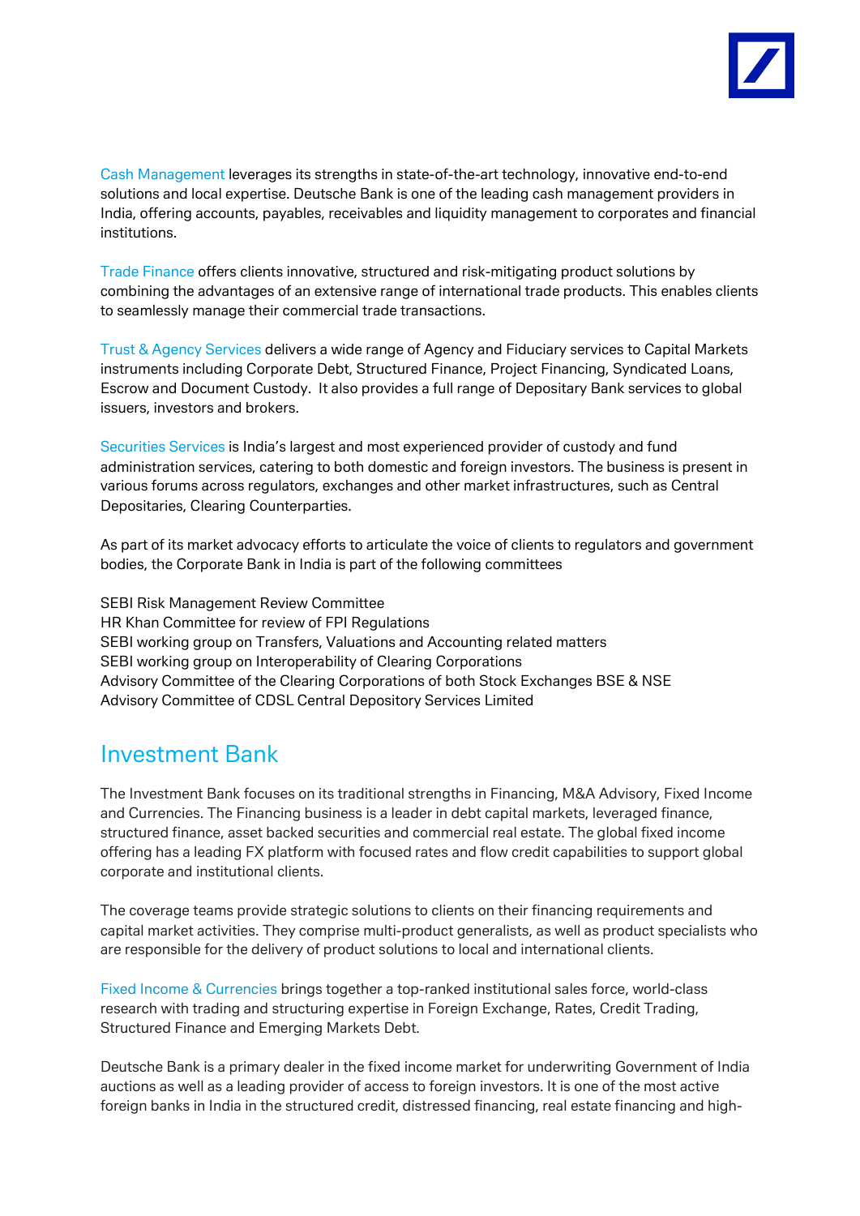Cash Management leverages its strengths in state-of-the-art technology, innovative end-to-end solutions and local expertise. Deutsche Bank is one of the leading cash management providers in India, offering accounts, payables, receivables and liquidity management to corporates and financial institutions.

Trade Finance offers clients innovative, structured and risk-mitigating product solutions by combining the advantages of an extensive range of international trade products. This enables clients to seamlessly manage their commercial trade transactions.

Trust & Agency Services delivers a wide range of Agency and Fiduciary services to Capital Markets instruments including Corporate Debt, Structured Finance, Project Financing, Syndicated Loans, Escrow and Document Custody. It also provides a full range of Depositary Bank services to global issuers, investors and brokers.

Securities Services is India's largest and most experienced provider of custody and fund administration services, catering to both domestic and foreign investors. The business is present in various forums across regulators, exchanges and other market infrastructures, such as Central Depositaries, Clearing Counterparties.

As part of its market advocacy efforts to articulate the voice of clients to regulators and government bodies, the Corporate Bank in India is part of the following committees

SEBI Risk Management Review Committee
HR Khan Committee for review of FPI Regulations
SEBI working group on Transfers, Valuations and Accounting related matters
SEBI working group on Interoperability of Clearing Corporations
Advisory Committee of the Clearing Corporations of both Stock Exchanges BSE & NSE
Advisory Committee of CDSL Central Depository Services Limited

## Investment Bank

The Investment Bank focuses on its traditional strengths in Financing, M&A Advisory, Fixed Income and Currencies. The Financing business is a leader in debt capital markets, leveraged finance, structured finance, asset backed securities and commercial real estate. The global fixed income offering has a leading FX platform with focused rates and flow credit capabilities to support global corporate and institutional clients.

The coverage teams provide strategic solutions to clients on their financing requirements and capital market activities. They comprise multi-product generalists, as well as product specialists who are responsible for the delivery of product solutions to local and international clients.

Fixed Income & Currencies brings together a top-ranked institutional sales force, world-class research with trading and structuring expertise in Foreign Exchange, Rates, Credit Trading, Structured Finance and Emerging Markets Debt.

Deutsche Bank is a primary dealer in the fixed income market for underwriting Government of India auctions as well as a leading provider of access to foreign investors. It is one of the most active foreign banks in India in the structured credit, distressed financing, real estate financing and high-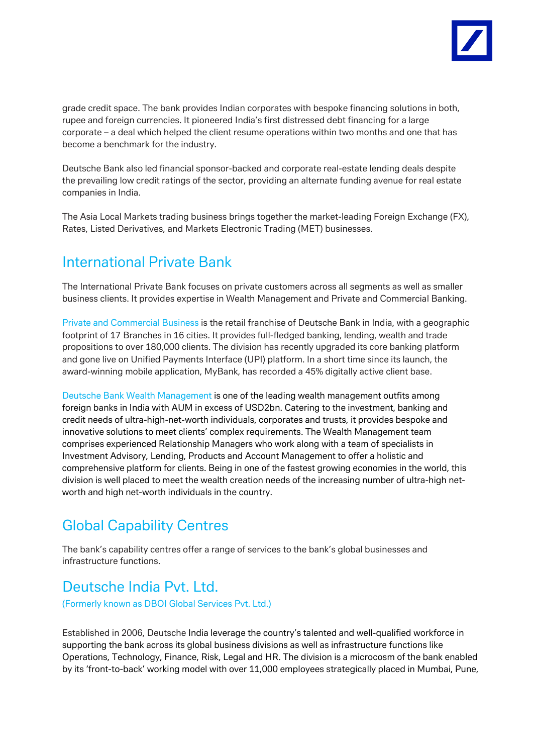grade credit space. The bank provides Indian corporates with bespoke financing solutions in both, rupee and foreign currencies. It pioneered India's first distressed debt financing for a large corporate – a deal which helped the client resume operations within two months and one that has become a benchmark for the industry.

Deutsche Bank also led financial sponsor-backed and corporate real-estate lending deals despite the prevailing low credit ratings of the sector, providing an alternate funding avenue for real estate companies in India.

The Asia Local Markets trading business brings together the market-leading Foreign Exchange (FX), Rates, Listed Derivatives, and Markets Electronic Trading (MET) businesses.

## International Private Bank

The International Private Bank focuses on private customers across all segments as well as smaller business clients. It provides expertise in Wealth Management and Private and Commercial Banking.

Private and Commercial Business is the retail franchise of Deutsche Bank in India, with a geographic footprint of 17 Branches in 16 cities. It provides full-fledged banking, lending, wealth and trade propositions to over 180,000 clients. The division has recently upgraded its core banking platform and gone live on Unified Payments Interface (UPI) platform. In a short time since its launch, the award-winning mobile application, MyBank, has recorded a 45% digitally active client base.

Deutsche Bank Wealth Management is one of the leading wealth management outfits among foreign banks in India with AUM in excess of USD2bn. Catering to the investment, banking and credit needs of ultra-high-net-worth individuals, corporates and trusts, it provides bespoke and innovative solutions to meet clients' complex requirements. The Wealth Management team comprises experienced Relationship Managers who work along with a team of specialists in Investment Advisory, Lending, Products and Account Management to offer a holistic and comprehensive platform for clients. Being in one of the fastest growing economies in the world, this division is well placed to meet the wealth creation needs of the increasing number of ultra-high net-worth and high net-worth individuals in the country.

## Global Capability Centres

The bank's capability centres offer a range of services to the bank's global businesses and infrastructure functions.

## Deutsche India Pvt. Ltd.

(Formerly known as DBOI Global Services Pvt. Ltd.)

Established in 2006, Deutsche India leverage the country's talented and well-qualified workforce in supporting the bank across its global business divisions as well as infrastructure functions like Operations, Technology, Finance, Risk, Legal and HR. The division is a microcosm of the bank enabled by its 'front-to-back' working model with over 11,000 employees strategically placed in Mumbai, Pune,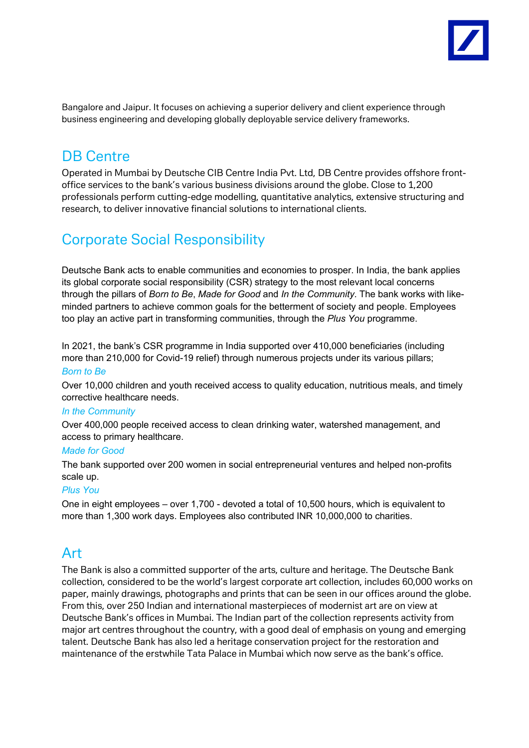Bangalore and Jaipur. It focuses on achieving a superior delivery and client experience through business engineering and developing globally deployable service delivery frameworks.

## DB Centre

Operated in Mumbai by Deutsche CIB Centre India Pvt. Ltd, DB Centre provides offshore front-office services to the bank's various business divisions around the globe. Close to 1,200 professionals perform cutting-edge modelling, quantitative analytics, extensive structuring and research, to deliver innovative financial solutions to international clients.

## Corporate Social Responsibility

Deutsche Bank acts to enable communities and economies to prosper. In India, the bank applies its global corporate social responsibility (CSR) strategy to the most relevant local concerns through the pillars of *Born to Be*, *Made for Good* and *In the Community*. The bank works with like-minded partners to achieve common goals for the betterment of society and people. Employees too play an active part in transforming communities, through the *Plus You* programme.

In 2021, the bank's CSR programme in India supported over 410,000 beneficiaries (including more than 210,000 for Covid-19 relief) through numerous projects under its various pillars;

### *Born to Be*

Over 10,000 children and youth received access to quality education, nutritious meals, and timely corrective healthcare needs.

### *In the Community*

Over 400,000 people received access to clean drinking water, watershed management, and access to primary healthcare.

### *Made for Good*

The bank supported over 200 women in social entrepreneurial ventures and helped non-profits scale up.

### *Plus You*

One in eight employees – over 1,700 - devoted a total of 10,500 hours, which is equivalent to more than 1,300 work days. Employees also contributed INR 10,000,000 to charities.

## Art

The Bank is also a committed supporter of the arts, culture and heritage. The Deutsche Bank collection, considered to be the world's largest corporate art collection, includes 60,000 works on paper, mainly drawings, photographs and prints that can be seen in our offices around the globe. From this, over 250 Indian and international masterpieces of modernist art are on view at Deutsche Bank's offices in Mumbai. The Indian part of the collection represents activity from major art centres throughout the country, with a good deal of emphasis on young and emerging talent. Deutsche Bank has also led a heritage conservation project for the restoration and maintenance of the erstwhile Tata Palace in Mumbai which now serve as the bank's office.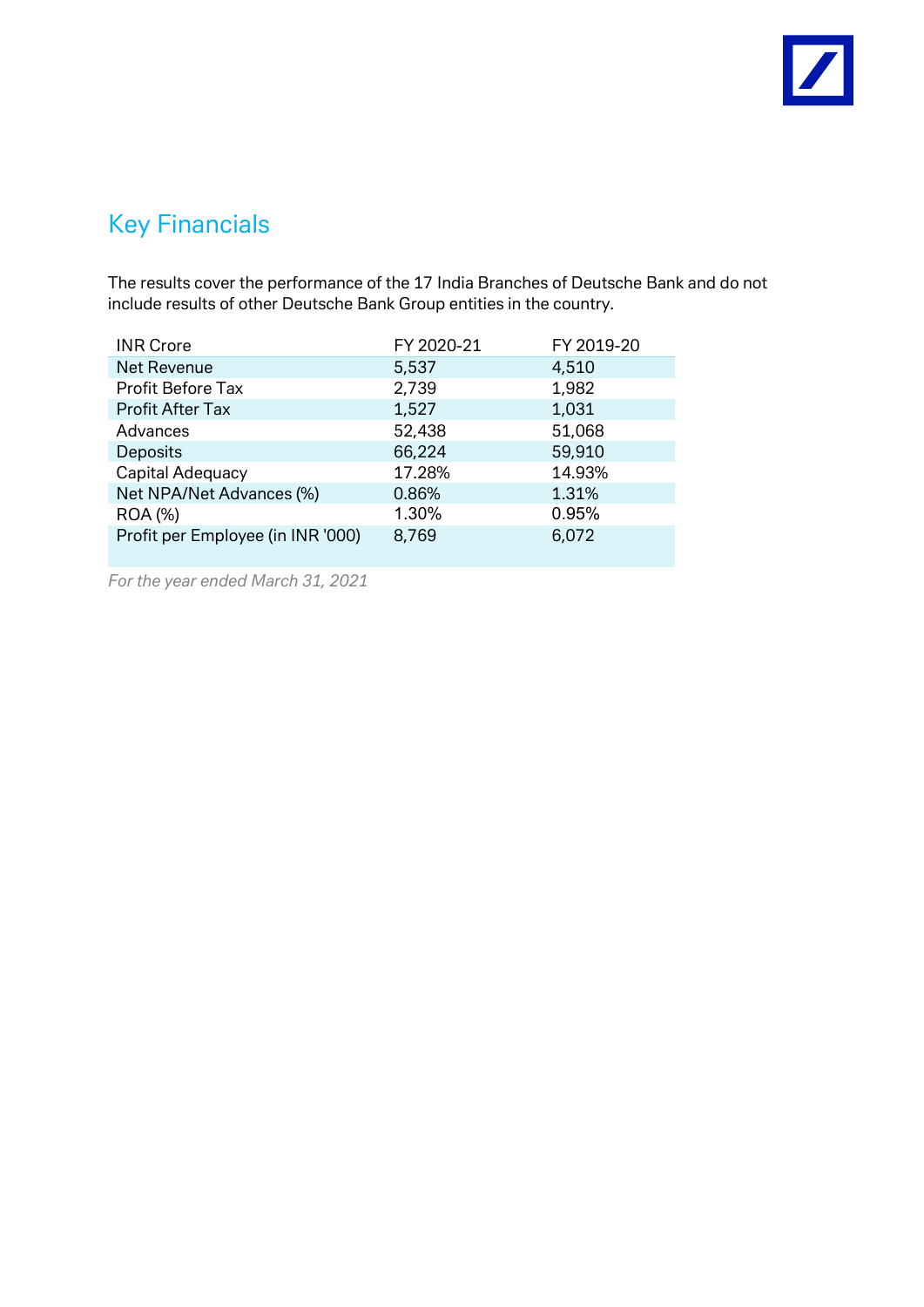## Key Financials

The results cover the performance of the 17 India Branches of Deutsche Bank and do not include results of other Deutsche Bank Group entities in the country.

| INR Crore | FY 2020-21 | FY 2019-20 |
|---|---|---|
| Net Revenue | 5,537 | 4,510 |
| Profit Before Tax | 2,739 | 1,982 |
| Profit After Tax | 1,527 | 1,031 |
| Advances | 52,438 | 51,068 |
| Deposits | 66,224 | 59,910 |
| Capital Adequacy | 17.28% | 14.93% |
| Net NPA/Net Advances (%) | 0.86% | 1.31% |
| ROA (%) | 1.30% | 0.95% |
| Profit per Employee (in INR '000) | 8,769 | 6,072 |

*For the year ended March 31, 2021*